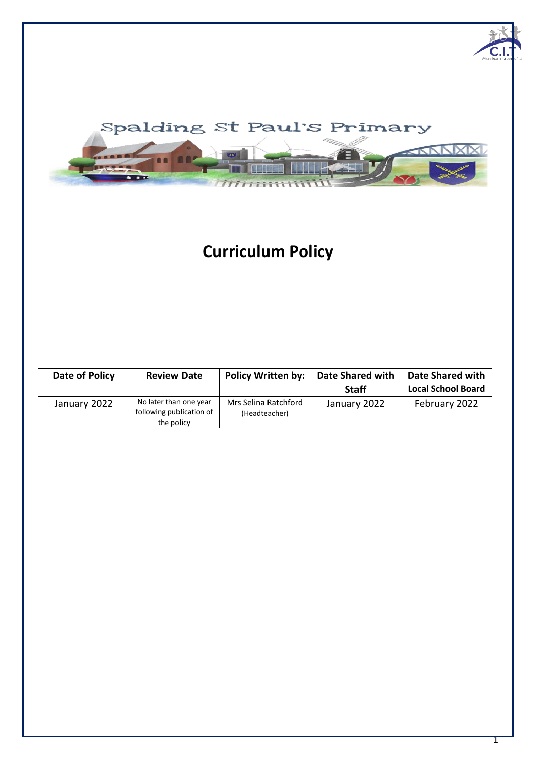Spalding St Paul's Primary

# Curriculum Policy

| Date of Policy | Review Date | Policy Written by: | Date Shared with Staff | Date Shared with Local School Board |
|---|---|---|---|---|
| January 2022 | No later than one year following publication of the policy | Mrs Selina Ratchford (Headteacher) | January 2022 | February 2022 |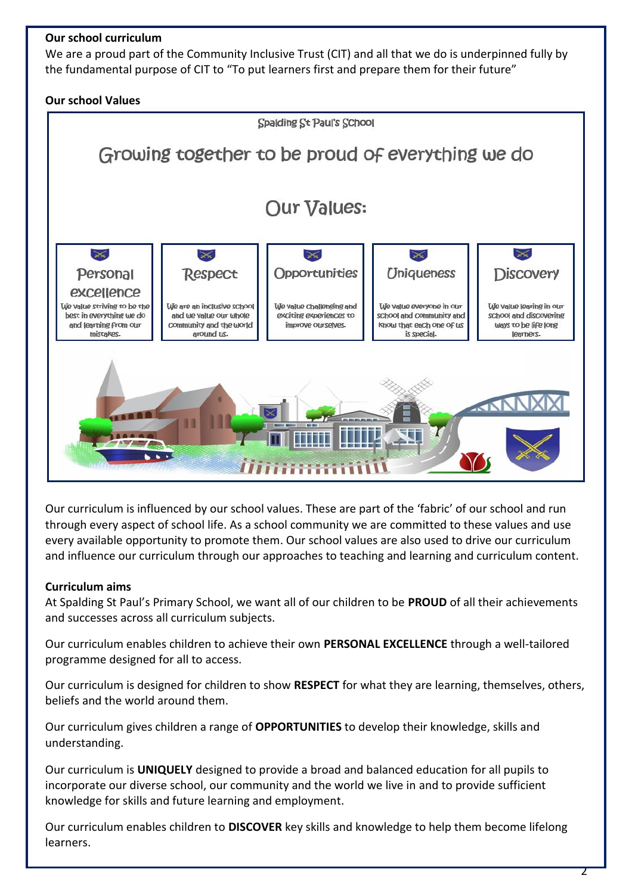**Our school curriculum**

We are a proud part of the Community Inclusive Trust (CIT) and all that we do is underpinned fully by the fundamental purpose of CIT to "To put learners first and prepare them for their future"

**Our school Values**

Spalding St Paul's School

## Growing together to be proud of everything we do

## Our Values:

| Personal excellence | Respect | Opportunities | Uniqueness | Discovery |
|---|---|---|---|---|
| We value striving to be the best in everything we do and learning from our mistakes. | We are an inclusive school and we value our whole community and the world around us. | We value challenging and exciting experiences to improve ourselves. | We value everyone in our school and community and know that each one of us is special. | We value learing in our school and discovering ways to be life long learners. |

Our curriculum is influenced by our school values. These are part of the 'fabric' of our school and run through every aspect of school life. As a school community we are committed to these values and use every available opportunity to promote them. Our school values are also used to drive our curriculum and influence our curriculum through our approaches to teaching and learning and curriculum content.

**Curriculum aims**

At Spalding St Paul's Primary School, we want all of our children to be **PROUD** of all their achievements and successes across all curriculum subjects.

Our curriculum enables children to achieve their own **PERSONAL EXCELLENCE** through a well-tailored programme designed for all to access.

Our curriculum is designed for children to show **RESPECT** for what they are learning, themselves, others, beliefs and the world around them.

Our curriculum gives children a range of **OPPORTUNITIES** to develop their knowledge, skills and understanding.

Our curriculum is **UNIQUELY** designed to provide a broad and balanced education for all pupils to incorporate our diverse school, our community and the world we live in and to provide sufficient knowledge for skills and future learning and employment.

Our curriculum enables children to **DISCOVER** key skills and knowledge to help them become lifelong learners.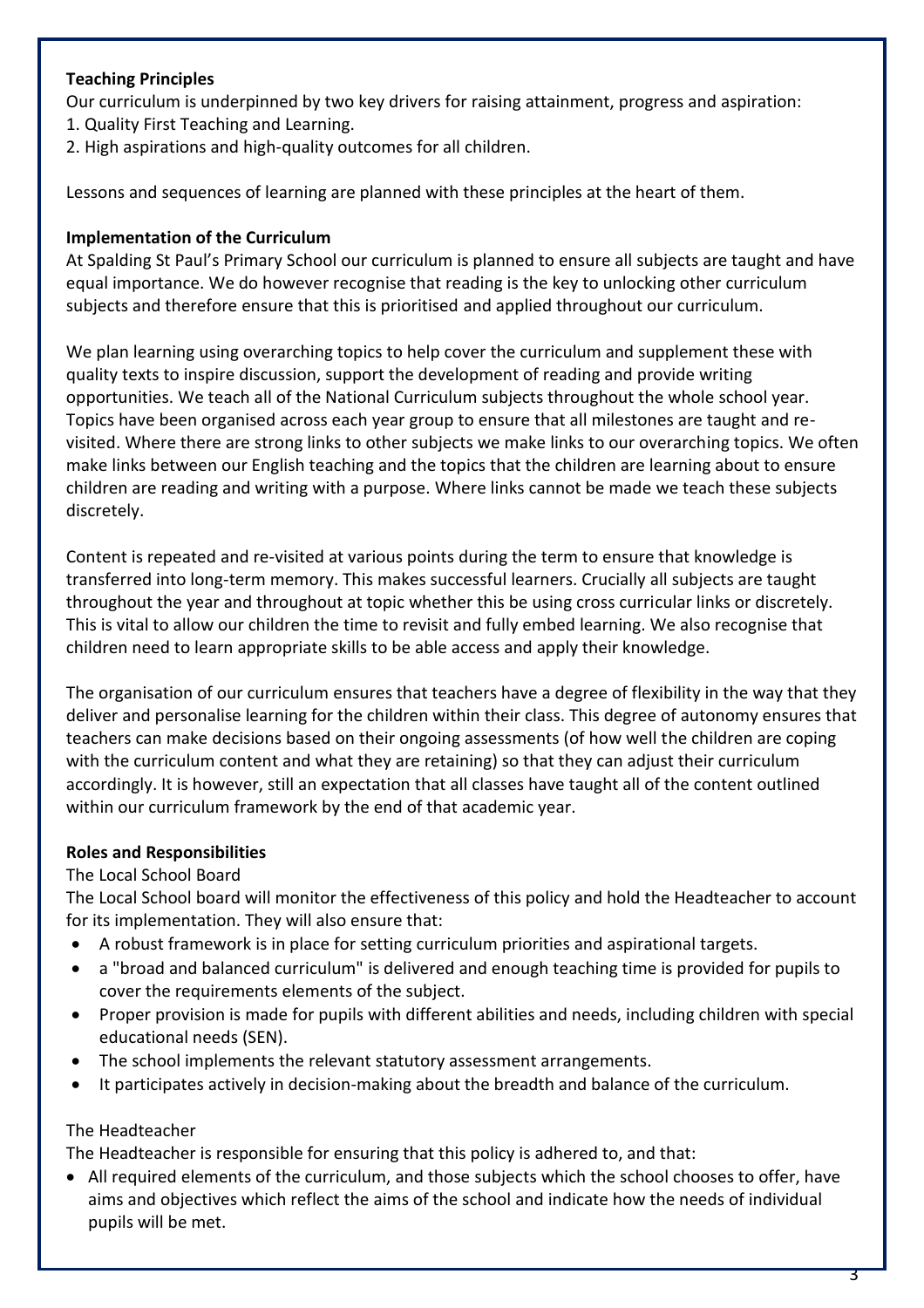**Teaching Principles**

Our curriculum is underpinned by two key drivers for raising attainment, progress and aspiration:

1. Quality First Teaching and Learning.
2. High aspirations and high-quality outcomes for all children.

Lessons and sequences of learning are planned with these principles at the heart of them.

**Implementation of the Curriculum**

At Spalding St Paul's Primary School our curriculum is planned to ensure all subjects are taught and have equal importance. We do however recognise that reading is the key to unlocking other curriculum subjects and therefore ensure that this is prioritised and applied throughout our curriculum.

We plan learning using overarching topics to help cover the curriculum and supplement these with quality texts to inspire discussion, support the development of reading and provide writing opportunities. We teach all of the National Curriculum subjects throughout the whole school year. Topics have been organised across each year group to ensure that all milestones are taught and re-visited. Where there are strong links to other subjects we make links to our overarching topics. We often make links between our English teaching and the topics that the children are learning about to ensure children are reading and writing with a purpose. Where links cannot be made we teach these subjects discretely.

Content is repeated and re-visited at various points during the term to ensure that knowledge is transferred into long-term memory. This makes successful learners. Crucially all subjects are taught throughout the year and throughout at topic whether this be using cross curricular links or discretely. This is vital to allow our children the time to revisit and fully embed learning. We also recognise that children need to learn appropriate skills to be able access and apply their knowledge.

The organisation of our curriculum ensures that teachers have a degree of flexibility in the way that they deliver and personalise learning for the children within their class. This degree of autonomy ensures that teachers can make decisions based on their ongoing assessments (of how well the children are coping with the curriculum content and what they are retaining) so that they can adjust their curriculum accordingly. It is however, still an expectation that all classes have taught all of the content outlined within our curriculum framework by the end of that academic year.

**Roles and Responsibilities**

The Local School Board

The Local School board will monitor the effectiveness of this policy and hold the Headteacher to account for its implementation. They will also ensure that:

- A robust framework is in place for setting curriculum priorities and aspirational targets.
- a "broad and balanced curriculum" is delivered and enough teaching time is provided for pupils to cover the requirements elements of the subject.
- Proper provision is made for pupils with different abilities and needs, including children with special educational needs (SEN).
- The school implements the relevant statutory assessment arrangements.
- It participates actively in decision-making about the breadth and balance of the curriculum.

The Headteacher

The Headteacher is responsible for ensuring that this policy is adhered to, and that:

- All required elements of the curriculum, and those subjects which the school chooses to offer, have aims and objectives which reflect the aims of the school and indicate how the needs of individual pupils will be met.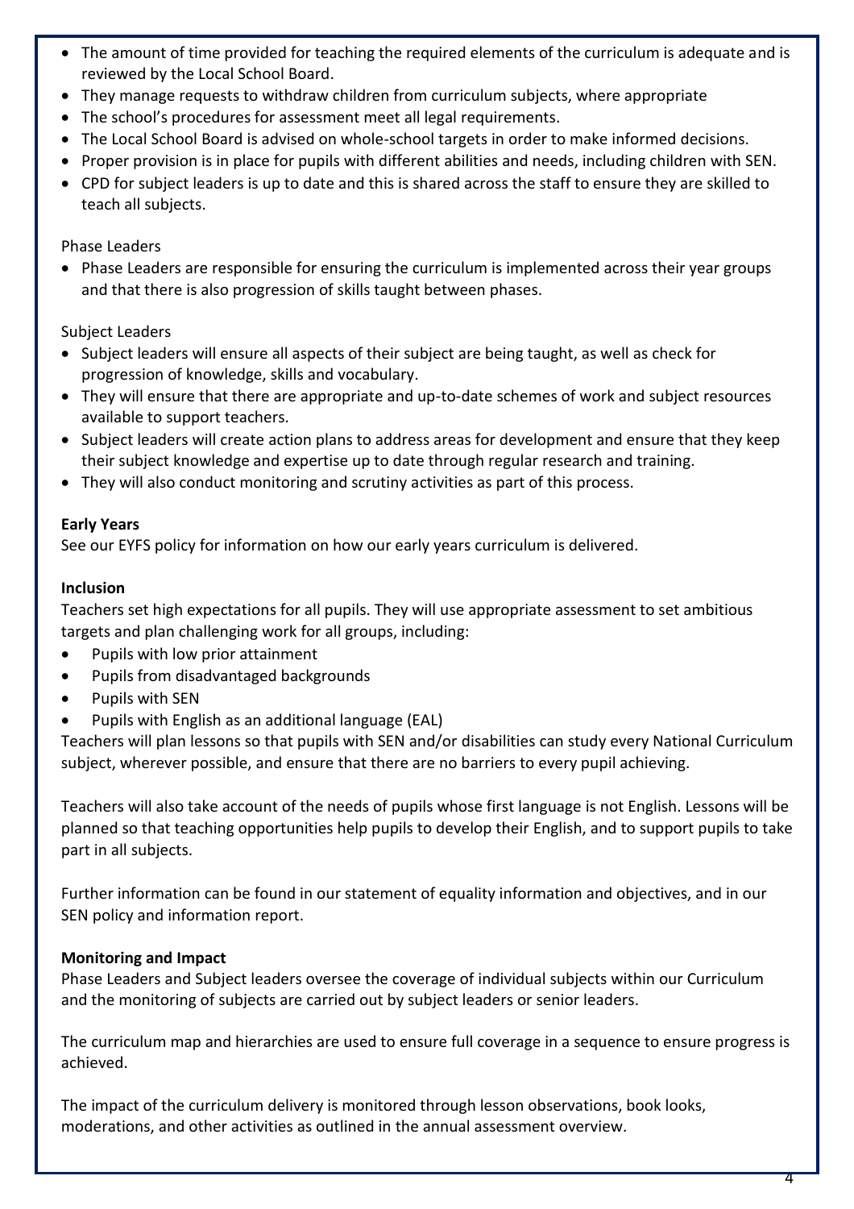- The amount of time provided for teaching the required elements of the curriculum is adequate and is reviewed by the Local School Board.
- They manage requests to withdraw children from curriculum subjects, where appropriate
- The school's procedures for assessment meet all legal requirements.
- The Local School Board is advised on whole-school targets in order to make informed decisions.
- Proper provision is in place for pupils with different abilities and needs, including children with SEN.
- CPD for subject leaders is up to date and this is shared across the staff to ensure they are skilled to teach all subjects.

Phase Leaders

- Phase Leaders are responsible for ensuring the curriculum is implemented across their year groups and that there is also progression of skills taught between phases.

Subject Leaders

- Subject leaders will ensure all aspects of their subject are being taught, as well as check for progression of knowledge, skills and vocabulary.
- They will ensure that there are appropriate and up-to-date schemes of work and subject resources available to support teachers.
- Subject leaders will create action plans to address areas for development and ensure that they keep their subject knowledge and expertise up to date through regular research and training.
- They will also conduct monitoring and scrutiny activities as part of this process.

**Early Years**

See our EYFS policy for information on how our early years curriculum is delivered.

**Inclusion**

Teachers set high expectations for all pupils. They will use appropriate assessment to set ambitious targets and plan challenging work for all groups, including:

- Pupils with low prior attainment
- Pupils from disadvantaged backgrounds
- Pupils with SEN
- Pupils with English as an additional language (EAL)

Teachers will plan lessons so that pupils with SEN and/or disabilities can study every National Curriculum subject, wherever possible, and ensure that there are no barriers to every pupil achieving.

Teachers will also take account of the needs of pupils whose first language is not English. Lessons will be planned so that teaching opportunities help pupils to develop their English, and to support pupils to take part in all subjects.

Further information can be found in our statement of equality information and objectives, and in our SEN policy and information report.

**Monitoring and Impact**

Phase Leaders and Subject leaders oversee the coverage of individual subjects within our Curriculum and the monitoring of subjects are carried out by subject leaders or senior leaders.

The curriculum map and hierarchies are used to ensure full coverage in a sequence to ensure progress is achieved.

The impact of the curriculum delivery is monitored through lesson observations, book looks, moderations, and other activities as outlined in the annual assessment overview.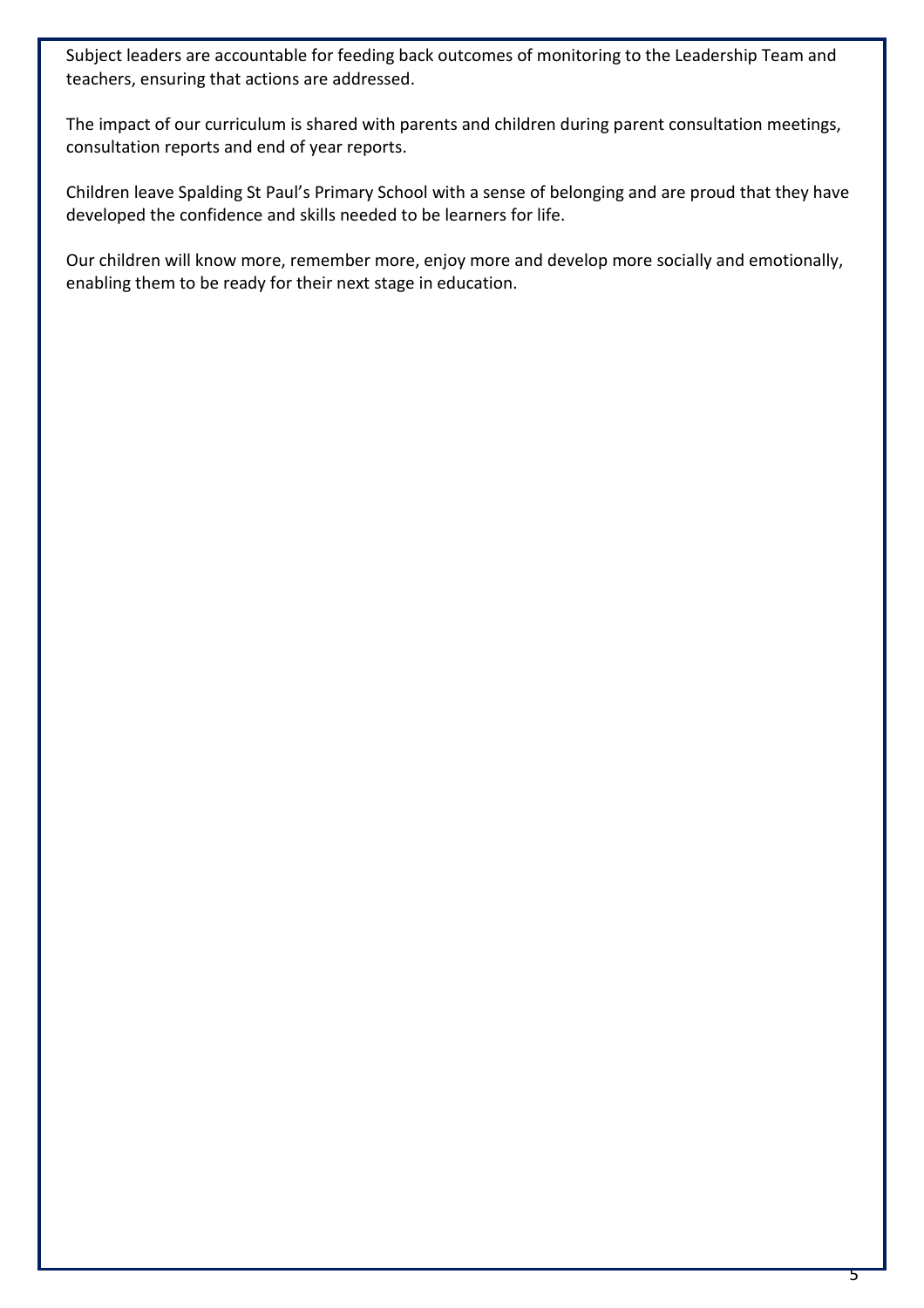Subject leaders are accountable for feeding back outcomes of monitoring to the Leadership Team and teachers, ensuring that actions are addressed.

The impact of our curriculum is shared with parents and children during parent consultation meetings, consultation reports and end of year reports.

Children leave Spalding St Paul's Primary School with a sense of belonging and are proud that they have developed the confidence and skills needed to be learners for life.

Our children will know more, remember more, enjoy more and develop more socially and emotionally, enabling them to be ready for their next stage in education.